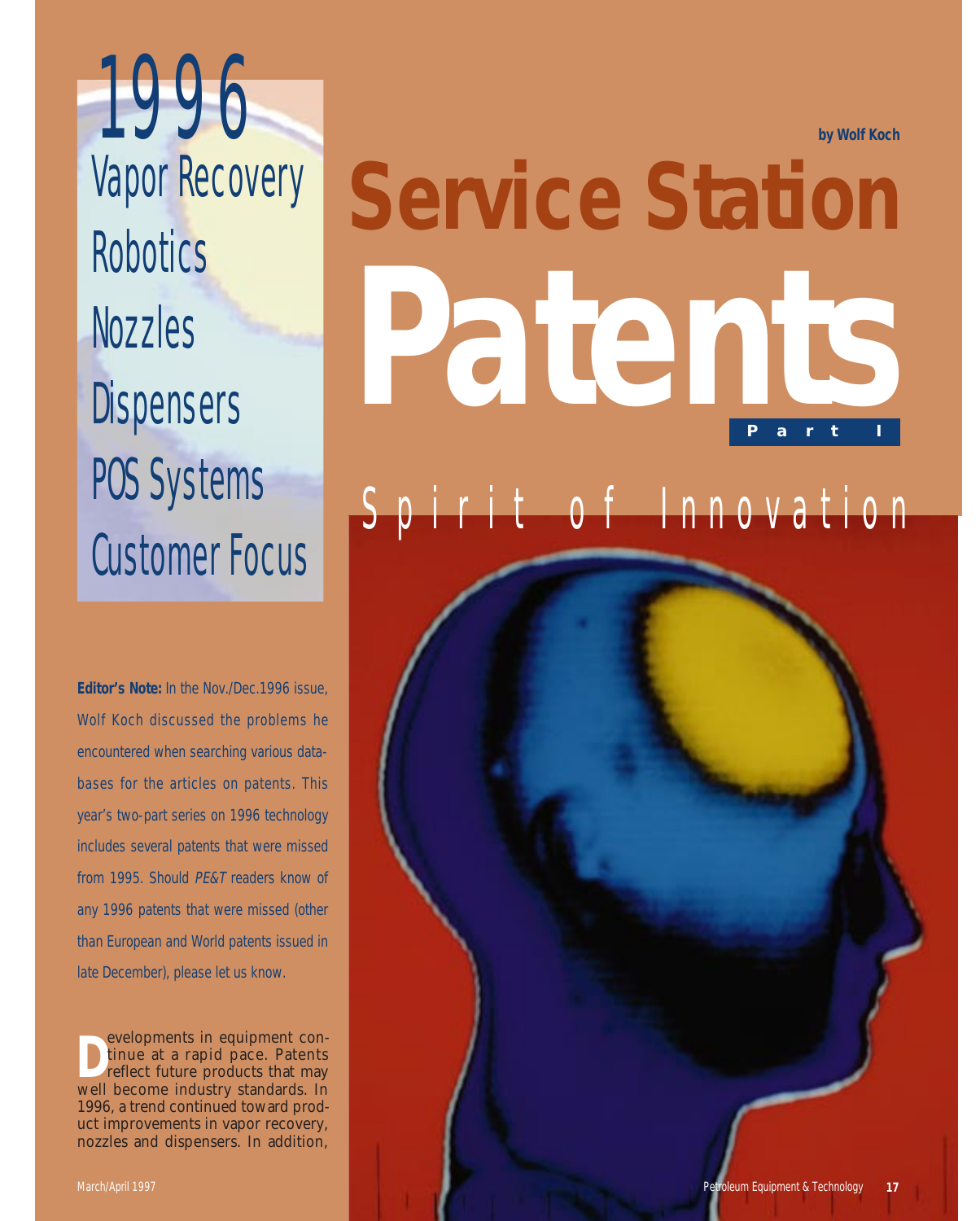# Service Station Patents

## Part I

### Spirit of Innovation

by Wolf Koch

**1996**

- Vapor Recovery
- Robotics
- Nozzles
- Dispensers
- POS Systems
- Customer Focus

**Editor's Note:** In the Nov./Dec.1996 issue, Wolf Koch discussed the problems he encountered when searching various databases for the articles on patents. This year's two-part series on 1996 technology includes several patents that were missed from 1995. Should *PE&T* readers know of any 1996 patents that were missed (other than European and World patents issued in late December), please let us know.

Developments in equipment continue at a rapid pace. Patents reflect future products that may well become industry standards. In 1996, a trend continued toward product improvements in vapor recovery, nozzles and dispensers. In addition,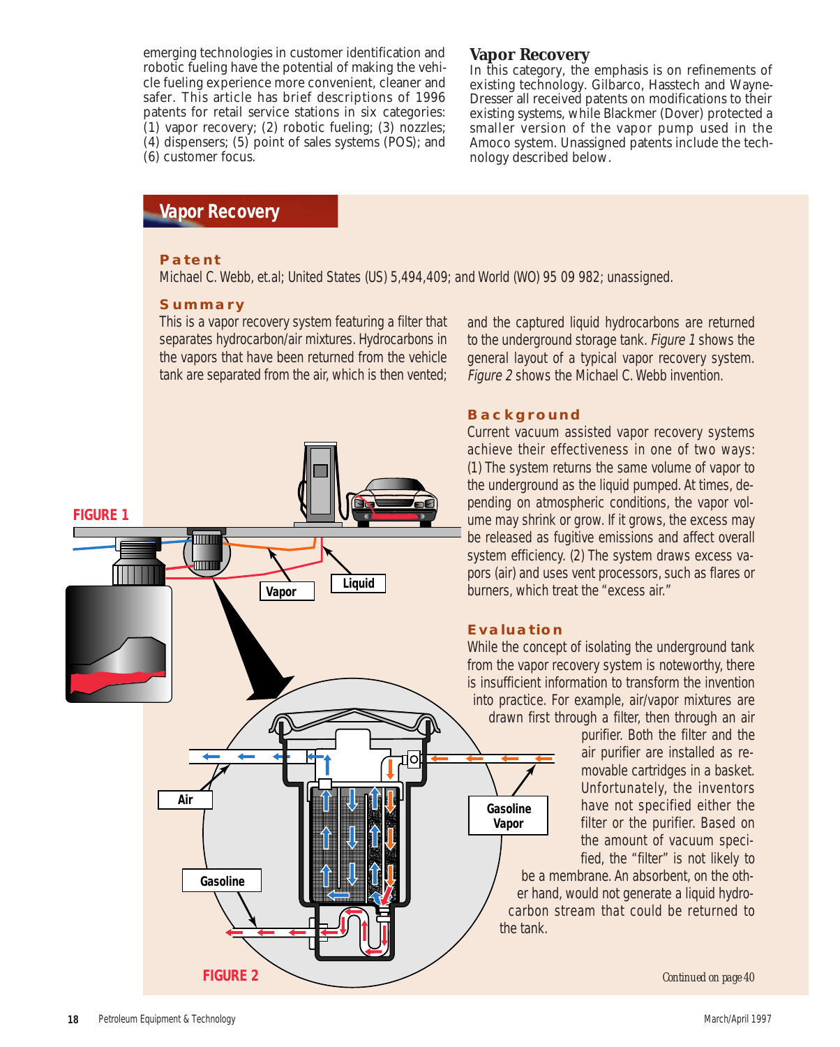emerging technologies in customer identification and robotic fueling have the potential of making the vehicle fueling experience more convenient, cleaner and safer. This article has brief descriptions of 1996 patents for retail service stations in six categories: (1) vapor recovery; (2) robotic fueling; (3) nozzles; (4) dispensers; (5) point of sales systems (POS); and (6) customer focus.

## Vapor Recovery

In this category, the emphasis is on refinements of existing technology. Gilbarco, Hasstech and Wayne-Dresser all received patents on modifications to their existing systems, while Blackmer (Dover) protected a smaller version of the vapor pump used in the Amoco system. Unassigned patents include the technology described below.

## Vapor Recovery

### Patent

Michael C. Webb, et.al; United States (US) 5,494,409; and World (WO) 95 09 982; unassigned.

### Summary

This is a vapor recovery system featuring a filter that separates hydrocarbon/air mixtures. Hydrocarbons in the vapors that have been returned from the vehicle tank are separated from the air, which is then vented; and the captured liquid hydrocarbons are returned to the underground storage tank. *Figure 1* shows the general layout of a typical vapor recovery system. *Figure 2* shows the Michael C. Webb invention.

FIGURE 1

FIGURE 2

### Background

Current vacuum assisted vapor recovery systems achieve their effectiveness in one of two ways: (1) The system returns the same volume of vapor to the underground as the liquid pumped. At times, depending on atmospheric conditions, the vapor volume may shrink or grow. If it grows, the excess may be released as fugitive emissions and affect overall system efficiency. (2) The system draws excess vapors (air) and uses vent processors, such as flares or burners, which treat the "excess air."

### Evaluation

While the concept of isolating the underground tank from the vapor recovery system is noteworthy, there is insufficient information to transform the invention into practice. For example, air/vapor mixtures are drawn first through a filter, then through an air purifier. Both the filter and the air purifier are installed as removable cartridges in a basket. Unfortunately, the inventors have not specified either the filter or the purifier. Based on the amount of vacuum specified, the "filter" is not likely to be a membrane. An absorbent, on the other hand, would not generate a liquid hydrocarbon stream that could be returned to the tank.

*Continued on page 40*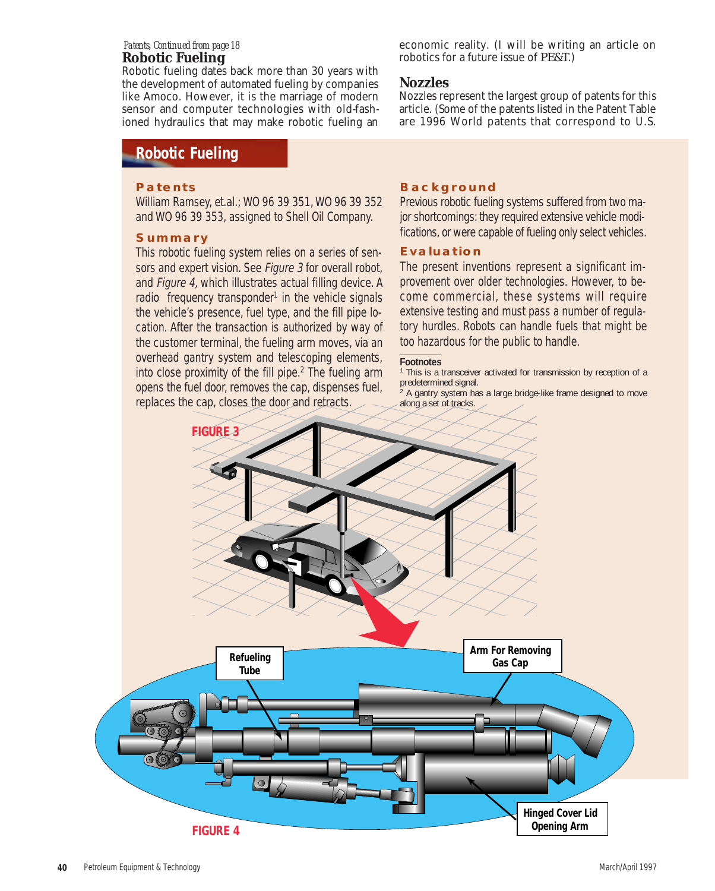*Patents, Continued from page 18*

### Robotic Fueling

Robotic fueling dates back more than 30 years with the development of automated fueling by companies like Amoco. However, it is the marriage of modern sensor and computer technologies with old-fashioned hydraulics that may make robotic fueling an economic reality. (I will be writing an article on robotics for a future issue of *PE&T*.)

### Nozzles

Nozzles represent the largest group of patents for this article. (Some of the patents listed in the Patent Table are 1996 World patents that correspond to U.S.

## Robotic Fueling

#### Patents

William Ramsey, et.al.; WO 96 39 351, WO 96 39 352 and WO 96 39 353, assigned to Shell Oil Company.

#### Summary

This robotic fueling system relies on a series of sensors and expert vision. See *Figure 3* for overall robot, and *Figure 4*, which illustrates actual filling device. A radio frequency transponder[1] in the vehicle signals the vehicle's presence, fuel type, and the fill pipe location. After the transaction is authorized by way of the customer terminal, the fueling arm moves, via an overhead gantry system and telescoping elements, into close proximity of the fill pipe.[2] The fueling arm opens the fuel door, removes the cap, dispenses fuel, replaces the cap, closes the door and retracts.

#### Background

Previous robotic fueling systems suffered from two major shortcomings: they required extensive vehicle modifications, or were capable of fueling only select vehicles.

#### Evaluation

The present inventions represent a significant improvement over older technologies. However, to become commercial, these systems will require extensive testing and must pass a number of regulatory hurdles. Robots can handle fuels that might be too hazardous for the public to handle.

**Footnotes**

[1] This is a transceiver activated for transmission by reception of a predetermined signal.

[2] A gantry system has a large bridge-like frame designed to move along a set of tracks.

FIGURE 3

Refueling Tube

Arm For Removing Gas Cap

Hinged Cover Lid Opening Arm

FIGURE 4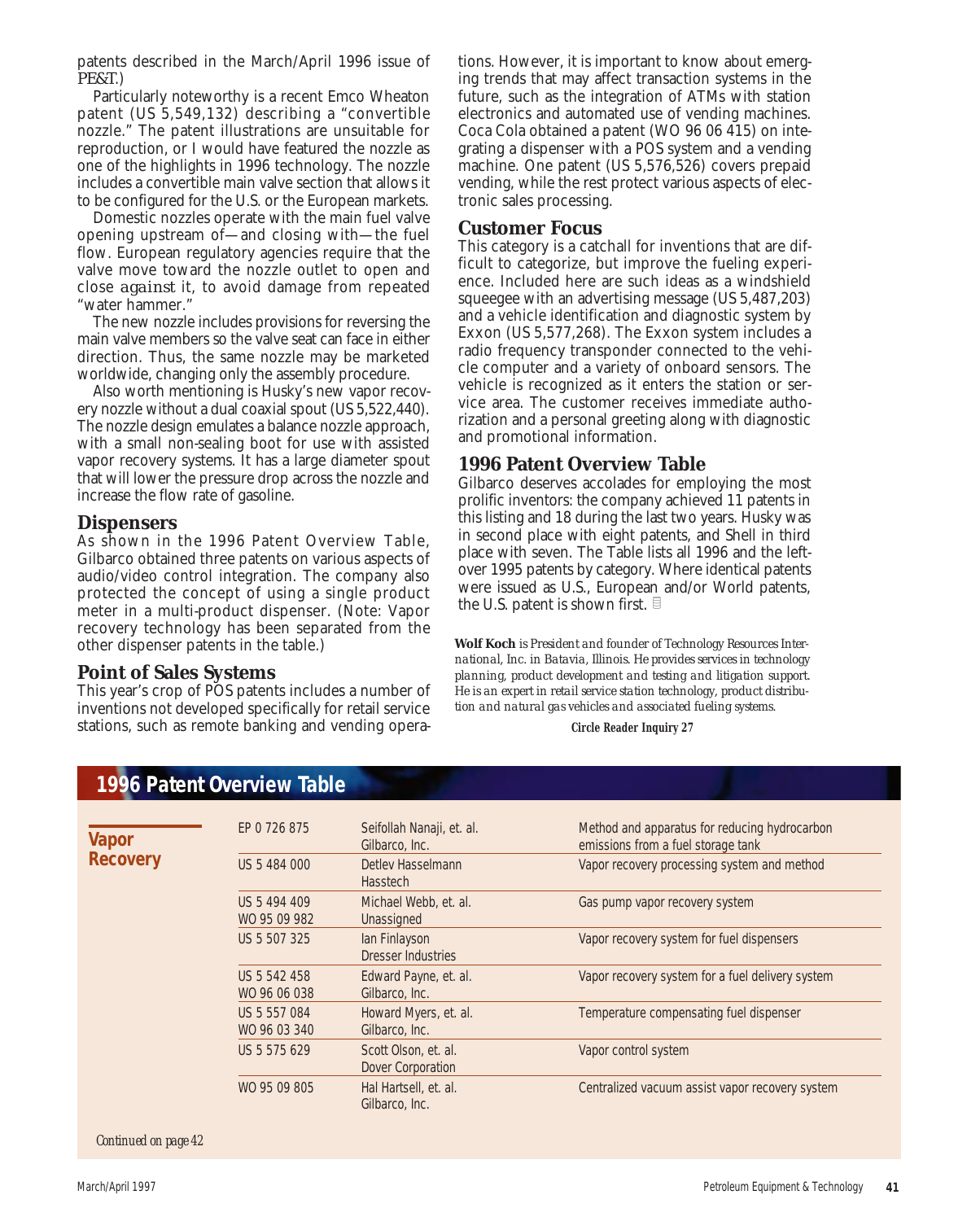patents described in the March/April 1996 issue of *PE&T*.)

Particularly noteworthy is a recent Emco Wheaton patent (US 5,549,132) describing a "convertible nozzle." The patent illustrations are unsuitable for reproduction, or I would have featured the nozzle as one of the highlights in 1996 technology. The nozzle includes a convertible main valve section that allows it to be configured for the U.S. or the European markets.

Domestic nozzles operate with the main fuel valve opening upstream of—and closing with—the fuel flow. European regulatory agencies require that the valve move toward the nozzle outlet to open and close *against* it, to avoid damage from repeated "water hammer."

The new nozzle includes provisions for reversing the main valve members so the valve seat can face in either direction. Thus, the same nozzle may be marketed worldwide, changing only the assembly procedure.

Also worth mentioning is Husky's new vapor recovery nozzle without a dual coaxial spout (US 5,522,440). The nozzle design emulates a balance nozzle approach, with a small non-sealing boot for use with assisted vapor recovery systems. It has a large diameter spout that will lower the pressure drop across the nozzle and increase the flow rate of gasoline.

## Dispensers

As shown in the 1996 Patent Overview Table, Gilbarco obtained three patents on various aspects of audio/video control integration. The company also protected the concept of using a single product meter in a multi-product dispenser. (Note: Vapor recovery technology has been separated from the other dispenser patents in the table.)

## Point of Sales Systems

This year's crop of POS patents includes a number of inventions not developed specifically for retail service stations, such as remote banking and vending operations. However, it is important to know about emerging trends that may affect transaction systems in the future, such as the integration of ATMs with station electronics and automated use of vending machines. Coca Cola obtained a patent (WO 96 06 415) on integrating a dispenser with a POS system and a vending machine. One patent (US 5,576,526) covers prepaid vending, while the rest protect various aspects of electronic sales processing.

## Customer Focus

This category is a catchall for inventions that are difficult to categorize, but improve the fueling experience. Included here are such ideas as a windshield squeegee with an advertising message (US 5,487,203) and a vehicle identification and diagnostic system by Exxon (US 5,577,268). The Exxon system includes a radio frequency transponder connected to the vehicle computer and a variety of onboard sensors. The vehicle is recognized as it enters the station or service area. The customer receives immediate authorization and a personal greeting along with diagnostic and promotional information.

## 1996 Patent Overview Table

Gilbarco deserves accolades for employing the most prolific inventors: the company achieved 11 patents in this listing and 18 during the last two years. Husky was in second place with eight patents, and Shell in third place with seven. The Table lists all 1996 and the leftover 1995 patents by category. Where identical patents were issued as U.S., European and/or World patents, the U.S. patent is shown first.

**Wolf Koch** *is President and founder of Technology Resources International, Inc. in Batavia, Illinois. He provides services in technology planning, product development and testing and litigation support. He is an expert in retail service station technology, product distribution and natural gas vehicles and associated fueling systems.*

**Circle Reader Inquiry 27**

## 1996 Patent Overview Table

| Category | Patent No. | Inventor / Assignee | Title |
|---|---|---|---|
| **Vapor Recovery** | EP 0 726 875 | Seifollah Nanaji, et. al.<br>Gilbarco, Inc. | Method and apparatus for reducing hydrocarbon emissions from a fuel storage tank |
| | US 5 484 000 | Detlev Hasselmann<br>Hasstech | Vapor recovery processing system and method |
| | US 5 494 409<br>WO 95 09 982 | Michael Webb, et. al.<br>Unassigned | Gas pump vapor recovery system |
| | US 5 507 325 | Ian Finlayson<br>Dresser Industries | Vapor recovery system for fuel dispensers |
| | US 5 542 458<br>WO 96 06 038 | Edward Payne, et. al.<br>Gilbarco, Inc. | Vapor recovery system for a fuel delivery system |
| | US 5 557 084<br>WO 96 03 340 | Howard Myers, et. al.<br>Gilbarco, Inc. | Temperature compensating fuel dispenser |
| | US 5 575 629 | Scott Olson, et. al.<br>Dover Corporation | Vapor control system |
| | WO 95 09 805 | Hal Hartsell, et. al.<br>Gilbarco, Inc. | Centralized vacuum assist vapor recovery system |

*Continued on page 42*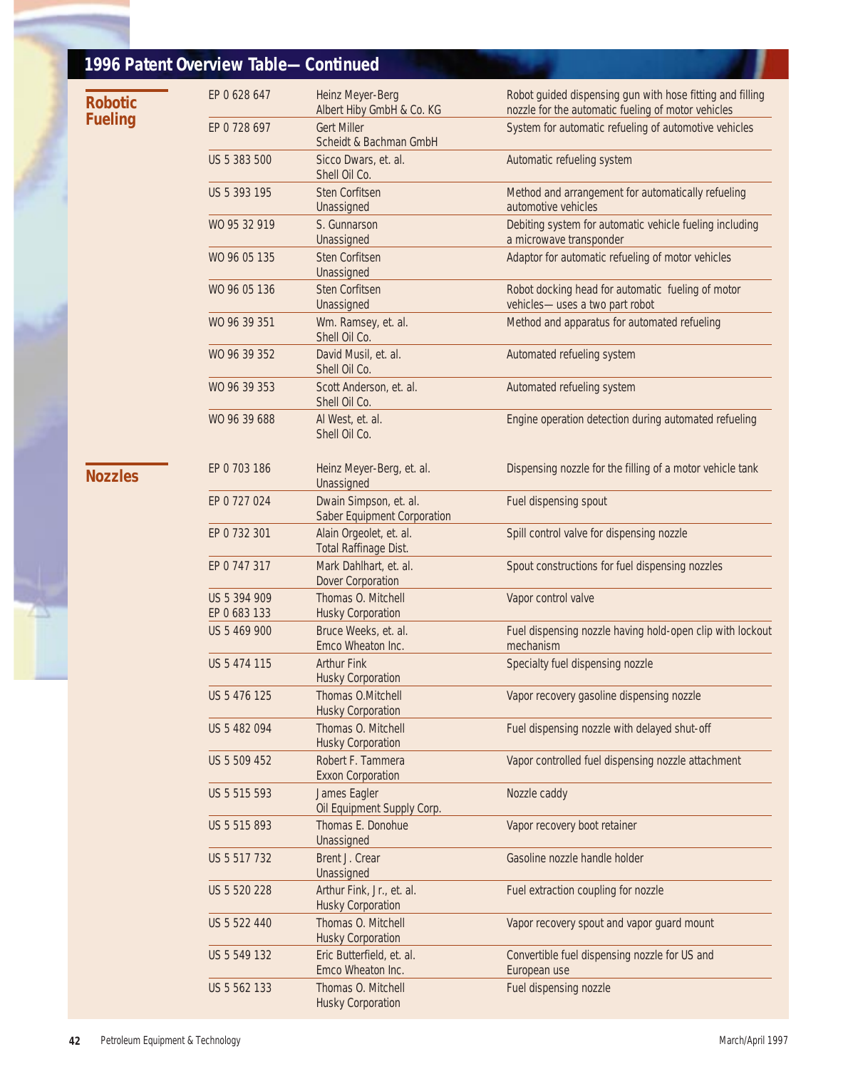## 1996 Patent Overview Table— Continued

| Category | Patent No. | Inventor / Assignee | Title |
|---|---|---|---|
| **Robotic Fueling** | EP 0 628 647 | Heinz Meyer-Berg<br>Albert Hiby GmbH & Co. KG | Robot guided dispensing gun with hose fitting and filling nozzle for the automatic fueling of motor vehicles |
| | EP 0 728 697 | Gert Miller<br>Scheidt & Bachman GmbH | System for automatic refueling of automotive vehicles |
| | US 5 383 500 | Sicco Dwars, et. al.<br>Shell Oil Co. | Automatic refueling system |
| | US 5 393 195 | Sten Corfitsen<br>Unassigned | Method and arrangement for automatically refueling automotive vehicles |
| | WO 95 32 919 | S. Gunnarson<br>Unassigned | Debiting system for automatic vehicle fueling including a microwave transponder |
| | WO 96 05 135 | Sten Corfitsen<br>Unassigned | Adaptor for automatic refueling of motor vehicles |
| | WO 96 05 136 | Sten Corfitsen<br>Unassigned | Robot docking head for automatic fueling of motor vehicles— uses a two part robot |
| | WO 96 39 351 | Wm. Ramsey, et. al.<br>Shell Oil Co. | Method and apparatus for automated refueling |
| | WO 96 39 352 | David Musil, et. al.<br>Shell Oil Co. | Automated refueling system |
| | WO 96 39 353 | Scott Anderson, et. al.<br>Shell Oil Co. | Automated refueling system |
| | WO 96 39 688 | Al West, et. al.<br>Shell Oil Co. | Engine operation detection during automated refueling |
| **Nozzles** | EP 0 703 186 | Heinz Meyer-Berg, et. al.<br>Unassigned | Dispensing nozzle for the filling of a motor vehicle tank |
| | EP 0 727 024 | Dwain Simpson, et. al.<br>Saber Equipment Corporation | Fuel dispensing spout |
| | EP 0 732 301 | Alain Orgeolet, et. al.<br>Total Raffinage Dist. | Spill control valve for dispensing nozzle |
| | EP 0 747 317 | Mark Dahlhart, et. al.<br>Dover Corporation | Spout constructions for fuel dispensing nozzles |
| | US 5 394 909<br>EP 0 683 133 | Thomas O. Mitchell<br>Husky Corporation | Vapor control valve |
| | US 5 469 900 | Bruce Weeks, et. al.<br>Emco Wheaton Inc. | Fuel dispensing nozzle having hold-open clip with lockout mechanism |
| | US 5 474 115 | Arthur Fink<br>Husky Corporation | Specialty fuel dispensing nozzle |
| | US 5 476 125 | Thomas O.Mitchell<br>Husky Corporation | Vapor recovery gasoline dispensing nozzle |
| | US 5 482 094 | Thomas O. Mitchell<br>Husky Corporation | Fuel dispensing nozzle with delayed shut-off |
| | US 5 509 452 | Robert F. Tammera<br>Exxon Corporation | Vapor controlled fuel dispensing nozzle attachment |
| | US 5 515 593 | James Eagler<br>Oil Equipment Supply Corp. | Nozzle caddy |
| | US 5 515 893 | Thomas E. Donohue<br>Unassigned | Vapor recovery boot retainer |
| | US 5 517 732 | Brent J. Crear<br>Unassigned | Gasoline nozzle handle holder |
| | US 5 520 228 | Arthur Fink, Jr., et. al.<br>Husky Corporation | Fuel extraction coupling for nozzle |
| | US 5 522 440 | Thomas O. Mitchell<br>Husky Corporation | Vapor recovery spout and vapor guard mount |
| | US 5 549 132 | Eric Butterfield, et. al.<br>Emco Wheaton Inc. | Convertible fuel dispensing nozzle for US and European use |
| | US 5 562 133 | Thomas O. Mitchell<br>Husky Corporation | Fuel dispensing nozzle |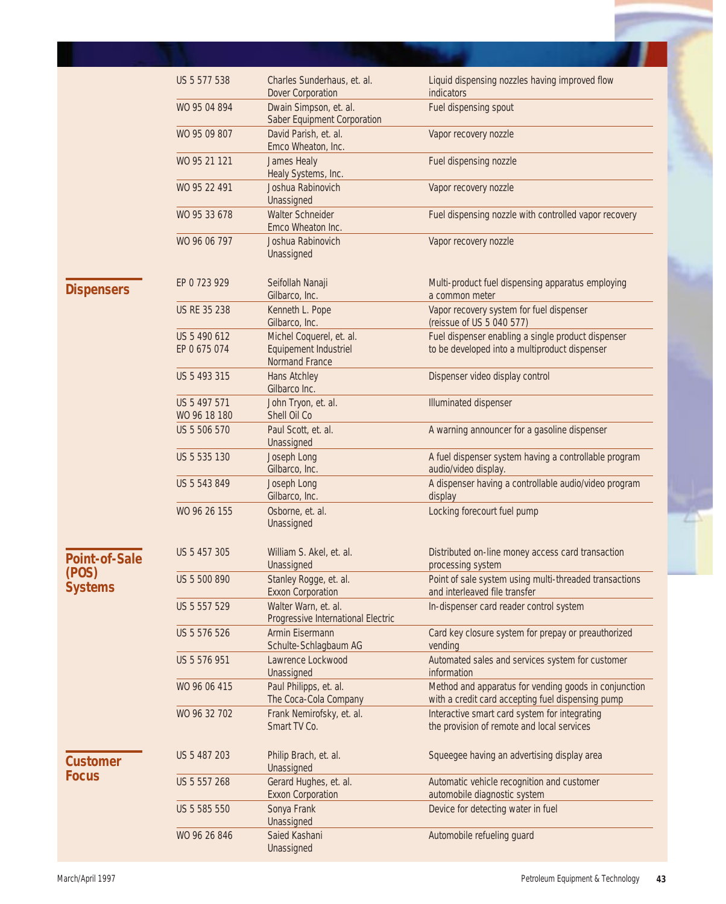| | | |
|---|---|---|
| US 5 577 538 | Charles Sunderhaus, et. al. Dover Corporation | Liquid dispensing nozzles having improved flow indicators |
| WO 95 04 894 | Dwain Simpson, et. al. Saber Equipment Corporation | Fuel dispensing spout |
| WO 95 09 807 | David Parish, et. al. Emco Wheaton, Inc. | Vapor recovery nozzle |
| WO 95 21 121 | James Healy Healy Systems, Inc. | Fuel dispensing nozzle |
| WO 95 22 491 | Joshua Rabinovich Unassigned | Vapor recovery nozzle |
| WO 95 33 678 | Walter Schneider Emco Wheaton Inc. | Fuel dispensing nozzle with controlled vapor recovery |
| WO 96 06 797 | Joshua Rabinovich Unassigned | Vapor recovery nozzle |

## Dispensers

| | | |
|---|---|---|
| EP 0 723 929 | Seifollah Nanaji Gilbarco, Inc. | Multi-product fuel dispensing apparatus employing a common meter |
| US RE 35 238 | Kenneth L. Pope Gilbarco, Inc. | Vapor recovery system for fuel dispenser (reissue of US 5 040 577) |
| US 5 490 612 EP 0 675 074 | Michel Coquerel, et. al. Equipement Industriel Normand France | Fuel dispenser enabling a single product dispenser to be developed into a multiproduct dispenser |
| US 5 493 315 | Hans Atchley Gilbarco Inc. | Dispenser video display control |
| US 5 497 571 WO 96 18 180 | John Tryon, et. al. Shell Oil Co | Illuminated dispenser |
| US 5 506 570 | Paul Scott, et. al. Unassigned | A warning announcer for a gasoline dispenser |
| US 5 535 130 | Joseph Long Gilbarco, Inc. | A fuel dispenser system having a controllable program audio/video display. |
| US 5 543 849 | Joseph Long Gilbarco, Inc. | A dispenser having a controllable audio/video program display |
| WO 96 26 155 | Osborne, et. al. Unassigned | Locking forecourt fuel pump |

## Point-of-Sale (POS) Systems

| | | |
|---|---|---|
| US 5 457 305 | William S. Akel, et. al. Unassigned | Distributed on-line money access card transaction processing system |
| US 5 500 890 | Stanley Rogge, et. al. Exxon Corporation | Point of sale system using multi-threaded transactions and interleaved file transfer |
| US 5 557 529 | Walter Warn, et. al. Progressive International Electric | In-dispenser card reader control system |
| US 5 576 526 | Armin Eisermann Schulte-Schlagbaum AG | Card key closure system for prepay or preauthorized vending |
| US 5 576 951 | Lawrence Lockwood Unassigned | Automated sales and services system for customer information |
| WO 96 06 415 | Paul Philipps, et. al. The Coca-Cola Company | Method and apparatus for vending goods in conjunction with a credit card accepting fuel dispensing pump |
| WO 96 32 702 | Frank Nemirofsky, et. al. Smart TV Co. | Interactive smart card system for integrating the provision of remote and local services |

## Customer Focus

| | | |
|---|---|---|
| US 5 487 203 | Philip Brach, et. al. Unassigned | Squeegee having an advertising display area |
| US 5 557 268 | Gerard Hughes, et. al. Exxon Corporation | Automatic vehicle recognition and customer automobile diagnostic system |
| US 5 585 550 | Sonya Frank Unassigned | Device for detecting water in fuel |
| WO 96 26 846 | Saied Kashani Unassigned | Automobile refueling guard |